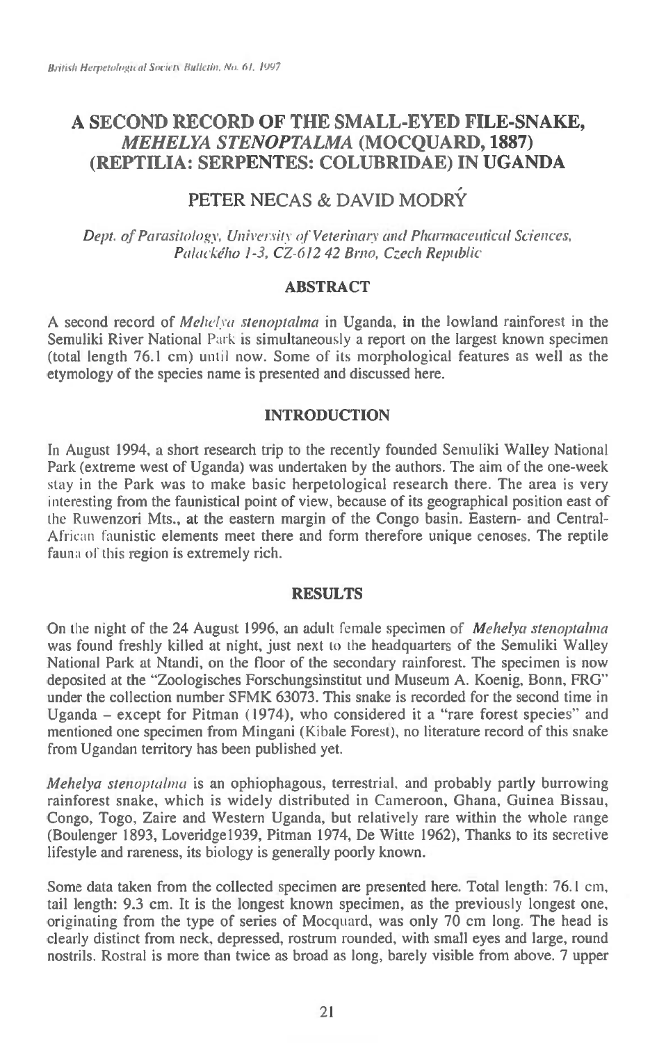# A SECOND RECORD OF THE SMALL-EYED FILE-SNAKE, *MEHELYA STENOPTALMA* (MOCQUARD, 1887) (REPTILIA: SERPENTES: COLUBRIDAE) IN UGANDA

## PETER NECAS & DAVID MODRÝ

*Dept. of Parasitology, University of Veterinary and Pharmaceutical Sciences, Palackého 1-3, CZ-612 42 Brno, Czech Republic*

## ABSTRACT

A second record of *Mehelya stenoptalma* in Uganda, in the lowland rainforest in the Semuliki River National Park is simultaneously a report on the largest known specimen (total length 76.1 cm) until now. Some of its morphological features as well as the etymology of the species name is presented and discussed here.

## INTRODUCTION

In August 1994, a short research trip to the recently founded Semuliki Walley National Park (extreme west of Uganda) was undertaken by the authors. The aim of the one-week stay in the Park was to make basic herpetological research there. The area is very interesting from the faunistical point of view, because of its geographical position east of the Ruwenzori Mts., at the eastern margin of the Congo basin. Eastern- and Central-African faunistic elements meet there and form therefore unique cenoses. The reptile fauna of this region is extremely rich.

## RESULTS

On the night of the 24 August 1996, an adult female specimen of *Mehelya stenoptalma* was found freshly killed at night, just next to the headquarters of the Semuliki Walley National Park at Ntandi, on the floor of the secondary rainforest. The specimen is now deposited at the "Zoologisches Forschungsinstitut und Museum A. Koenig, Bonn, FRG" under the collection number SFMK 63073. This snake is recorded for the second time in Uganda – except for Pitman (1974), who considered it a "rare forest species" and mentioned one specimen from Mingani (Kibale Forest), no literature record of this snake from Ugandan territory has been published yet.

*Mehelya stenoptalma* is an ophiophagous, terrestrial, and probably partly burrowing rainforest snake, which is widely distributed in Cameroon, Ghana, Guinea Bissau, Congo, Togo, Zaire and Western Uganda, but relatively rare within the whole range (Boulenger 1893, Loveridge1939, Pitman 1974, De Witte 1962), Thanks to its secretive lifestyle and rareness, its biology is generally poorly known.

Some data taken from the collected specimen are presented here. Total length: 76.1 cm, tail length: 9.3 cm. It is the longest known specimen, as the previously longest one, originating from the type of series of Mocquard, was only 70 cm long. The head is clearly distinct from neck, depressed, rostrum rounded, with small eyes and large, round nostrils. Rostral is more than twice as broad as long, barely visible from above. 7 upper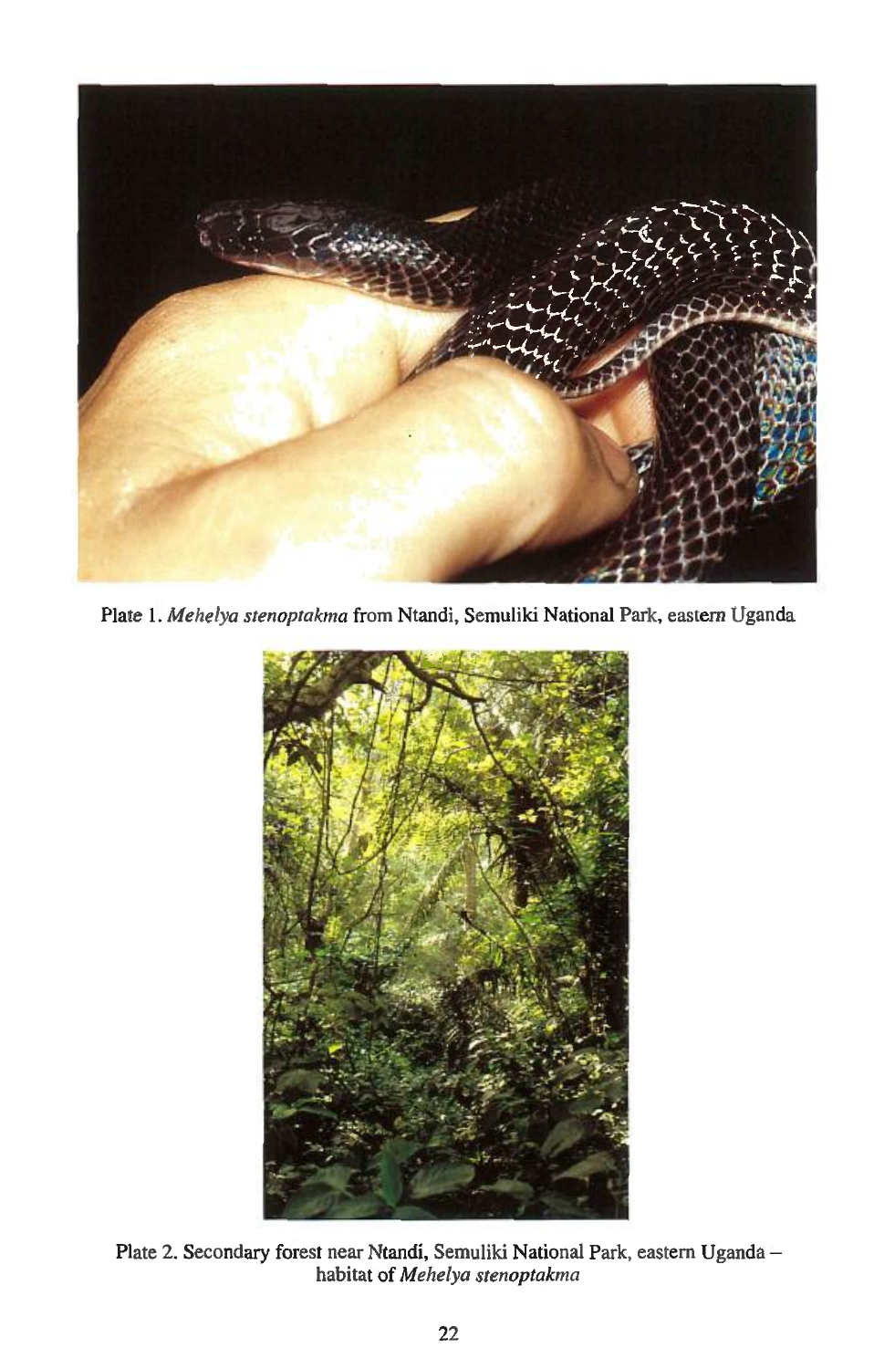Plate 1. *Mehelya stenoptakma* from Ntandi, Semuliki National Park, eastern Uganda

Plate 2. Secondary forest near Ntandi, Semuliki National Park, eastern Uganda – habitat of *Mehelya stenoptakma*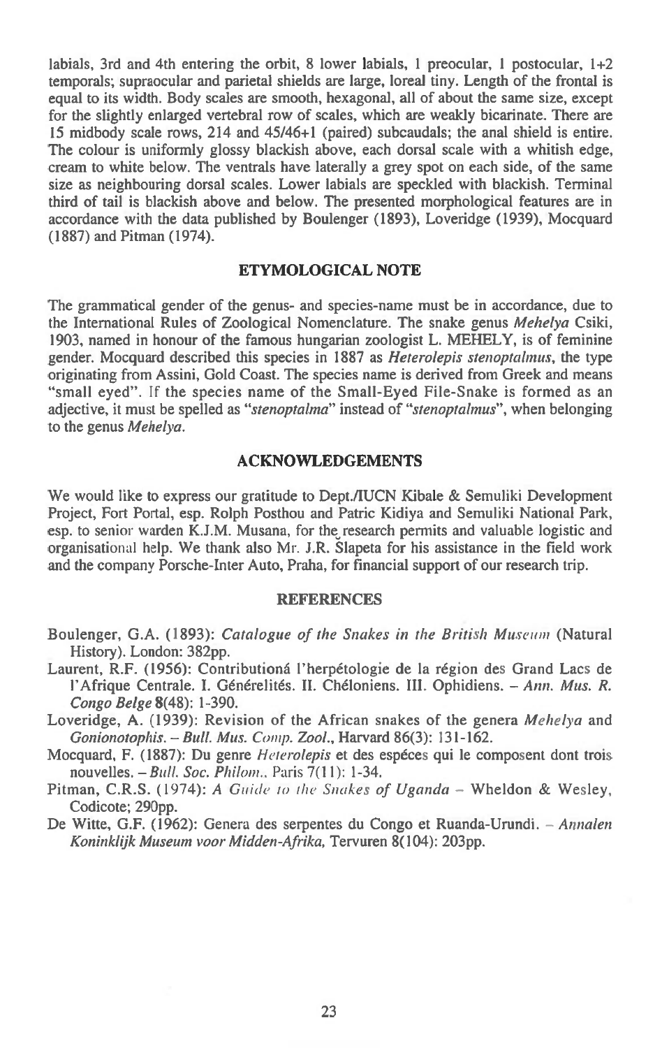labials, 3rd and 4th entering the orbit, 8 lower labials, 1 preocular, 1 postocular, 1+2 temporals; supraocular and parietal shields are large, loreal tiny. Length of the frontal is equal to its width. Body scales are smooth, hexagonal, all of about the same size, except for the slightly enlarged vertebral row of scales, which are weakly bicarinate. There are 15 midbody scale rows, 214 and 45/46+1 (paired) subcaudals; the anal shield is entire. The colour is uniformly glossy blackish above, each dorsal scale with a whitish edge, cream to white below. The ventrals have laterally a grey spot on each side, of the same size as neighbouring dorsal scales. Lower labials are speckled with blackish. Terminal third of tail is blackish above and below. The presented morphological features are in accordance with the data published by Boulenger (1893), Loveridge (1939), Mocquard (1887) and Pitman (1974).

## ETYMOLOGICAL NOTE

The grammatical gender of the genus- and species-name must be in accordance, due to the International Rules of Zoological Nomenclature. The snake genus *Mehelya* Csiki, 1903, named in honour of the famous hungarian zoologist L. MEHELY, is of feminine gender. Mocquard described this species in 1887 as *Heterolepis stenoptalmus*, the type originating from Assini, Gold Coast. The species name is derived from Greek and means "small eyed". If the species name of the Small-Eyed File-Snake is formed as an adjective, it must be spelled as "*stenoptalma*" instead of "*stenoptalmus*", when belonging to the genus *Mehelya*.

## ACKNOWLEDGEMENTS

We would like to express our gratitude to Dept./IUCN Kibale & Semuliki Development Project, Fort Portal, esp. Rolph Posthou and Patric Kidiya and Semuliki National Park, esp. to senior warden K.J.M. Musana, for the research permits and valuable logistic and organisational help. We thank also Mr. J.R. Šlapeta for his assistance in the field work and the company Porsche-Inter Auto, Praha, for financial support of our research trip.

## REFERENCES

Boulenger, G.A. (1893): *Catalogue of the Snakes in the British Museum* (Natural History). London: 382pp.

Laurent, R.F. (1956): Contributioná l'herpétologie de la région des Grand Lacs de l'Afrique Centrale. I. Générelités. II. Chéloniens. III. Ophidiens. – *Ann. Mus. R. Congo Belge* 8(48): 1-390.

Loveridge, A. (1939): Revision of the African snakes of the genera *Mehelya* and *Gonionotophis*. – *Bull. Mus. Comp. Zool.*, Harvard 86(3): 131-162.

Mocquard, F. (1887): Du genre *Heterolepis* et des espéces qui le composent dont trois nouvelles. – *Bull. Soc. Philom.*, Paris 7(11): 1-34.

Pitman, C.R.S. (1974): *A Guide to the Snakes of Uganda* – Wheldon & Wesley, Codicote; 290pp.

De Witte, G.F. (1962): Genera des serpentes du Congo et Ruanda-Urundi. – *Annalen Koninklijk Museum voor Midden-Afrika*, Tervuren 8(104): 203pp.